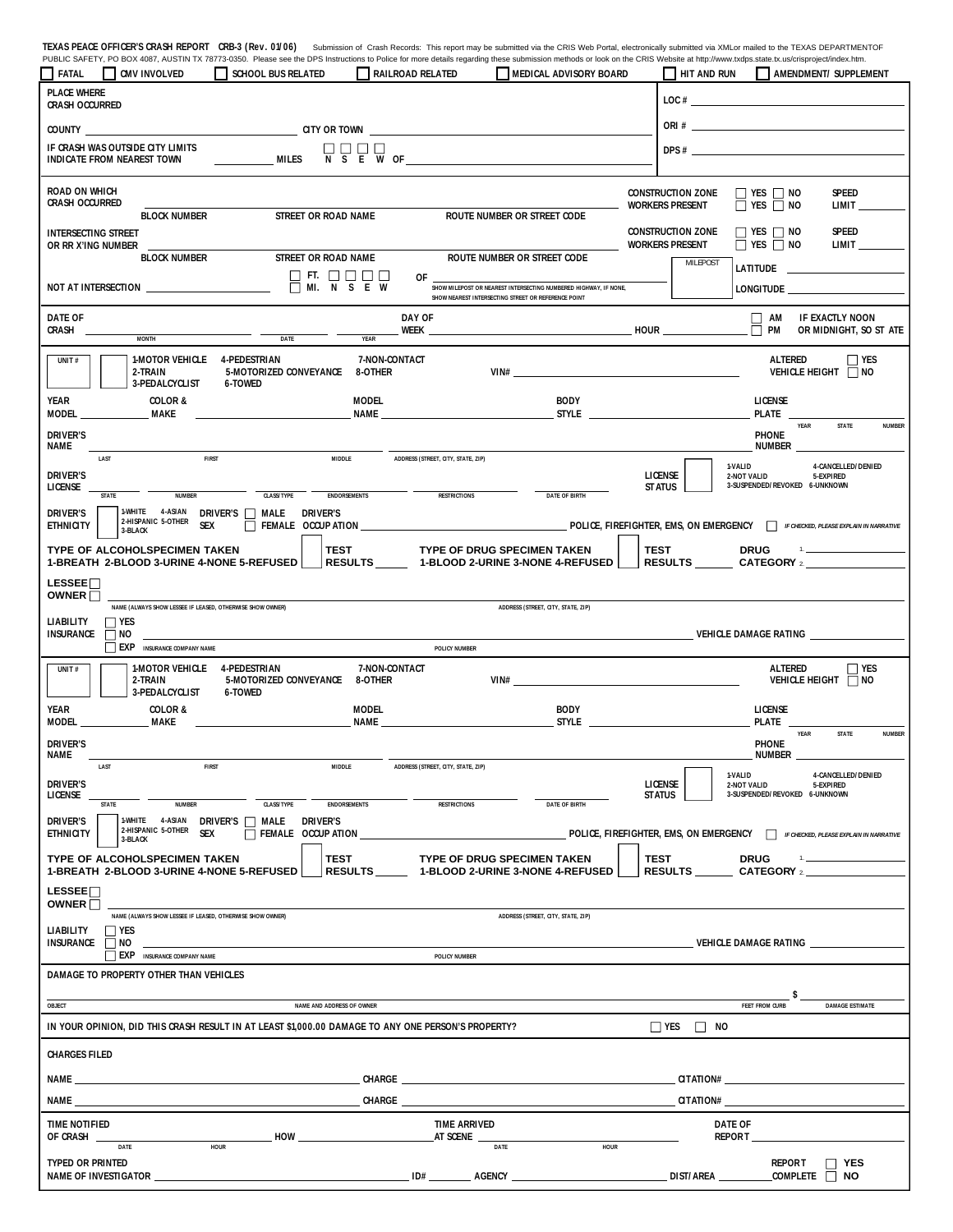**TEXAS PEACE OFFICER'S CRASH REPORT CRB-3 (Rev. 01/06)** Submission of Crash Records: This report may be submitted via the CRIS Web Portal, electronically submitted via XMLor mailed to the TEXAS DEPARTMENTOF PUBLIC SAFETY, PO BOX 4087, AUSTIN TX 78773-0350. Please see the DPS Instructions to Police for more details regarding these submission methods or look on the CRIS Website at http://www.txdps.state.tx.us/crisproject/index.htm.

☐ FATAL ☐ CMV INVOLVED ☐ SCHOOL BUS RELATED ☐ RAILROAD RELATED ☐ MEDICAL ADVISORY BOARD ☐ HIT AND RUN ☐ AMENDMENT/ SUPPLEMENT

PLACE WHERE CRASH OCCURRED

LOC # ______

COUNTY ______ CITY OR TOWN ______

ORI # ______

IF CRASH WAS OUTSIDE CITY LIMITS INDICATE FROM NEAREST TOWN ______ MILES ☐ N ☐ S ☐ E ☐ W OF ______

DPS # ______

ROAD ON WHICH CRASH OCCURRED ______ (BLOCK NUMBER / STREET OR ROAD NAME / ROUTE NUMBER OR STREET CODE)

CONSTRUCTION ZONE ☐ YES ☐ NO SPEED LIMIT ______
WORKERS PRESENT ☐ YES ☐ NO

INTERSECTING STREET OR RR X'ING NUMBER ______ (BLOCK NUMBER / STREET OR ROAD NAME / ROUTE NUMBER OR STREET CODE)

CONSTRUCTION ZONE ☐ YES ☐ NO SPEED LIMIT ______
WORKERS PRESENT ☐ YES ☐ NO

NOT AT INTERSECTION ______ ☐ FT. ☐ MI. ☐ N ☐ S ☐ E ☐ W OF ______ (SHOW MILEPOST OR NEAREST INTERSECTING NUMBERED HIGHWAY, IF NONE, SHOW NEAREST INTERSECTING STREET OR REFERENCE POINT)

MILEPOST ______ LATITUDE ______ LONGITUDE ______

DATE OF CRASH ______ (MONTH / DATE / YEAR) DAY OF WEEK ______ HOUR ______ ☐ AM ☐ PM IF EXACTLY NOON OR MIDNIGHT, SO ST ATE

---

UNIT # ☐ 1-MOTOR VEHICLE 2-TRAIN 3-PEDALCYCLIST 4-PEDESTRIAN 5-MOTORIZED CONVEYANCE 6-TOWED 7-NON-CONTACT 8-OTHER VIN# ______ ALTERED VEHICLE HEIGHT ☐ YES ☐ NO

YEAR MODEL ______ COLOR & MAKE ______ MODEL NAME ______ BODY STYLE ______ LICENSE PLATE ______ (YEAR / STATE / NUMBER)

DRIVER'S NAME ______ (LAST / FIRST / MIDDLE / ADDRESS (STREET, CITY, STATE, ZIP)) PHONE NUMBER ______

DRIVER'S LICENSE ______ (STATE / NUMBER / CLASS/TYPE / ENDORSEMENTS / RESTRICTIONS / DATE OF BIRTH) LICENSE STATUS ☐ 1-VALID 2-NOT VALID 3-SUSPENDED/REVOKED 4-CANCELLED/DENIED 5-EXPIRED 6-UNKNOWN

DRIVER'S ETHNICITY ☐ 1-WHITE 2-HISPANIC 3-BLACK 4-ASIAN 5-OTHER DRIVER'S SEX ☐ MALE ☐ FEMALE DRIVER'S OCCUPATION ______ POLICE, FIREFIGHTER, EMS, ON EMERGENCY ☐ *IF CHECKED, PLEASE EXPLAIN IN NARRATIVE*

TYPE OF ALCOHOLSPECIMEN TAKEN 1-BREATH 2-BLOOD 3-URINE 4-NONE 5-REFUSED ☐ TEST RESULTS ______ TYPE OF DRUG SPECIMEN TAKEN 1-BLOOD 2-URINE 3-NONE 4-REFUSED ☐ TEST RESULTS ______ DRUG CATEGORY 1. ______ 2. ______

LESSEE ☐ OWNER ☐ ______ (NAME (ALWAYS SHOW LESSEE IF LEASED, OTHERWISE SHOW OWNER) / ADDRESS (STREET, CITY, STATE, ZIP))

LIABILITY INSURANCE ☐ YES ☐ NO ☐ EXP ______ (INSURANCE COMPANY NAME / POLICY NUMBER) VEHICLE DAMAGE RATING ______

---

UNIT # ☐ 1-MOTOR VEHICLE 2-TRAIN 3-PEDALCYCLIST 4-PEDESTRIAN 5-MOTORIZED CONVEYANCE 6-TOWED 7-NON-CONTACT 8-OTHER VIN# ______ ALTERED VEHICLE HEIGHT ☐ YES ☐ NO

YEAR MODEL ______ COLOR & MAKE ______ MODEL NAME ______ BODY STYLE ______ LICENSE PLATE ______ (YEAR / STATE / NUMBER)

DRIVER'S NAME ______ (LAST / FIRST / MIDDLE / ADDRESS (STREET, CITY, STATE, ZIP)) PHONE NUMBER ______

DRIVER'S LICENSE ______ (STATE / NUMBER / CLASS/TYPE / ENDORSEMENTS / RESTRICTIONS / DATE OF BIRTH) LICENSE STATUS ☐ 1-VALID 2-NOT VALID 3-SUSPENDED/REVOKED 4-CANCELLED/DENIED 5-EXPIRED 6-UNKNOWN

DRIVER'S ETHNICITY ☐ 1-WHITE 2-HISPANIC 3-BLACK 4-ASIAN 5-OTHER DRIVER'S SEX ☐ MALE ☐ FEMALE DRIVER'S OCCUPATION ______ POLICE, FIREFIGHTER, EMS, ON EMERGENCY ☐ *IF CHECKED, PLEASE EXPLAIN IN NARRATIVE*

TYPE OF ALCOHOLSPECIMEN TAKEN 1-BREATH 2-BLOOD 3-URINE 4-NONE 5-REFUSED ☐ TEST RESULTS ______ TYPE OF DRUG SPECIMEN TAKEN 1-BLOOD 2-URINE 3-NONE 4-REFUSED ☐ TEST RESULTS ______ DRUG CATEGORY 1. ______ 2. ______

LESSEE ☐ OWNER ☐ ______ (NAME (ALWAYS SHOW LESSEE IF LEASED, OTHERWISE SHOW OWNER) / ADDRESS (STREET, CITY, STATE, ZIP))

LIABILITY INSURANCE ☐ YES ☐ NO ☐ EXP ______ (INSURANCE COMPANY NAME / POLICY NUMBER) VEHICLE DAMAGE RATING ______

---

DAMAGE TO PROPERTY OTHER THAN VEHICLES

______ $ ______ (OBJECT / NAME AND ADDRESS OF OWNER / FEET FROM CURB / DAMAGE ESTIMATE)

IN YOUR OPINION, DID THIS CRASH RESULT IN AT LEAST $1,000.00 DAMAGE TO ANY ONE PERSON'S PROPERTY? ☐ YES ☐ NO

CHARGES FILED

NAME ______ CHARGE ______ CITATION# ______

NAME ______ CHARGE ______ CITATION# ______

TIME NOTIFIED OF CRASH ______ (DATE / HOUR) HOW ______ TIME ARRIVED AT SCENE ______ (DATE / HOUR) DATE OF REPORT ______

TYPED OR PRINTED NAME OF INVESTIGATOR ______ ID# ______ AGENCY ______ DIST/AREA ______ REPORT COMPLETE ☐ YES ☐ NO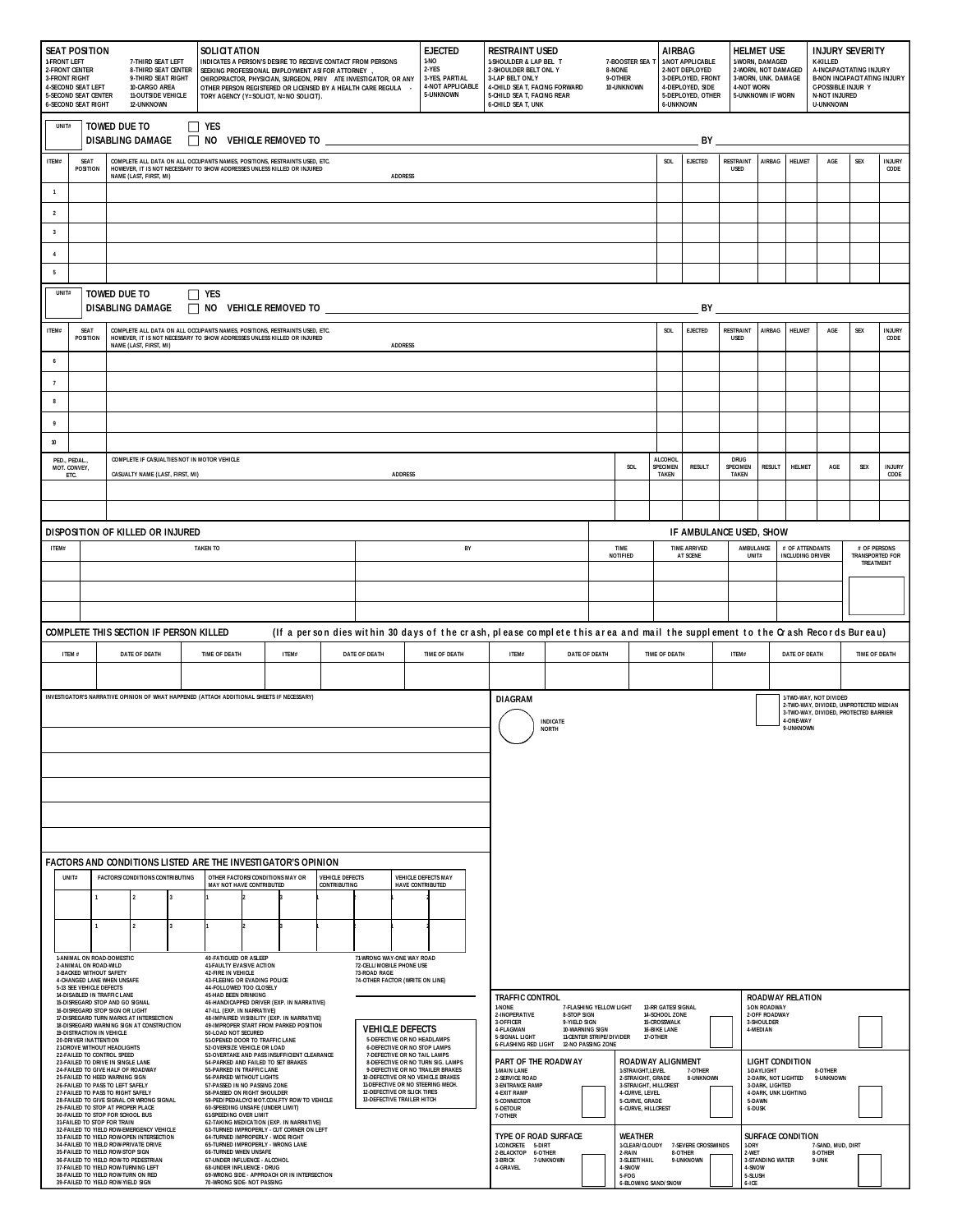| SEAT POSITION | SOLICITATION | EJECTED | RESTRAINT USED | AIRBAG | HELMET USE | INJURY SEVERITY |
|---|---|---|---|---|---|---|
| 1-FRONT LEFT<br>2-FRONT CENTER<br>3-FRONT RIGHT<br>4-SECOND SEAT LEFT<br>5-SECOND SEAT CENTER<br>6-SECOND SEAT RIGHT<br>7-THIRD SEAT LEFT<br>8-THIRD SEAT CENTER<br>9-THIRD SEAT RIGHT<br>10-CARGO AREA<br>11-OUTSIDE VEHICLE<br>12-UNKNOWN | INDICATES A PERSON'S DESIRE TO RECEIVE CONTACT FROM PERSONS SEEKING PROFESSIONAL EMPLOYMENT AS FOR ATTORNEY, CHIROPRACTOR, PHYSICIAN, SURGEON, PRIVATE INVESTIGATOR, OR ANY OTHER PERSON REGISTERED OR LICENSED BY A HEALTH CARE REGULATORY AGENCY (Y=SOLICIT, N=NO SOLICIT). | 1-NO<br>2-YES<br>3-YES, PARTIAL<br>4-NOT APPLICABLE<br>5-UNKNOWN | 1-SHOULDER & LAP BELT<br>2-SHOULDER BELT ONLY<br>3-LAP BELT ONLY<br>4-CHILD SEAT, FACING FORWARD<br>5-CHILD SEAT, FACING REAR<br>6-CHILD SEAT, UNK<br>7-BOOSTER SEAT<br>8-NONE<br>9-OTHER<br>10-UNKNOWN | 1-NOT APPLICABLE<br>2-NOT DEPLOYED<br>3-DEPLOYED, FRONT<br>4-DEPLOYED, SIDE<br>5-DEPLOYED, OTHER<br>6-UNKNOWN | 1-WORN, DAMAGED<br>2-WORN, NOT DAMAGED<br>3-WORN, UNK. DAMAGE<br>4-NOT WORN<br>5-UNKNOWN IF WORN | K-KILLED<br>A-INCAPACITATING INJURY<br>B-NON INCAPACITATING INJURY<br>C-POSSIBLE INJURY<br>N-NOT INJURED<br>U-UNKNOWN |

UNIT# ____ **TOWED DUE TO DISABLING DAMAGE** ☐ YES ☐ NO VEHICLE REMOVED TO ____ BY ____

| ITEM# | SEAT POSITION | COMPLETE ALL DATA ON ALL OCCUPANTS NAMES, POSITIONS, RESTRAINTS USED, ETC. HOWEVER, IT IS NOT NECESSARY TO SHOW ADDRESSES UNLESS KILLED OR INJURED<br>NAME (LAST, FIRST, MI) ADDRESS | SOL | EJECTED | RESTRAINT USED | AIRBAG | HELMET | AGE | SEX | INJURY CODE |
|---|---|---|---|---|---|---|---|---|---|---|
| 1 | | | | | | | | | | |
| 2 | | | | | | | | | | |
| 3 | | | | | | | | | | |
| 4 | | | | | | | | | | |
| 5 | | | | | | | | | | |

UNIT# ____ **TOWED DUE TO DISABLING DAMAGE** ☐ YES ☐ NO VEHICLE REMOVED TO ____ BY ____

| ITEM# | SEAT POSITION | COMPLETE ALL DATA ON ALL OCCUPANTS NAMES, POSITIONS, RESTRAINTS USED, ETC. HOWEVER, IT IS NOT NECESSARY TO SHOW ADDRESSES UNLESS KILLED OR INJURED<br>NAME (LAST, FIRST, MI) ADDRESS | SOL | EJECTED | RESTRAINT USED | AIRBAG | HELMET | AGE | SEX | INJURY CODE |
|---|---|---|---|---|---|---|---|---|---|---|
| 6 | | | | | | | | | | |
| 7 | | | | | | | | | | |
| 8 | | | | | | | | | | |
| 9 | | | | | | | | | | |
| 10 | | | | | | | | | | |

| PED., PEDAL., MOT. CONVEY, ETC. | COMPLETE IF CASUALTIES NOT IN MOTOR VEHICLE<br>CASUALTY NAME (LAST, FIRST, MI) ADDRESS | SOL | ALCOHOL SPECIMEN TAKEN | RESULT | DRUG SPECIMEN TAKEN | RESULT | HELMET | AGE | SEX | INJURY CODE |
|---|---|---|---|---|---|---|---|---|---|---|
| | | | | | | | | | | |
| | | | | | | | | | | |

## DISPOSITION OF KILLED OR INJURED

**IF AMBULANCE USED, SHOW**

| ITEM# | TAKEN TO | BY | TIME NOTIFIED | TIME ARRIVED AT SCENE | AMBULANCE UNIT# | # OF ATTENDANTS INCLUDING DRIVER | # OF PERSONS TRANSPORTED FOR TREATMENT |
|---|---|---|---|---|---|---|---|
| | | | | | | | |
| | | | | | | | |
| | | | | | | | |

## COMPLETE THIS SECTION IF PERSON KILLED

(If a person dies within 30 days of the crash, please complete this area and mail the supplement to the Crash Records Bureau)

| ITEM # | DATE OF DEATH | TIME OF DEATH | ITEM# | DATE OF DEATH | TIME OF DEATH | ITEM# | DATE OF DEATH | TIME OF DEATH | ITEM# | DATE OF DEATH | TIME OF DEATH |
|---|---|---|---|---|---|---|---|---|---|---|---|
| | | | | | | | | | | | |

INVESTIGATOR'S NARRATIVE OPINION OF WHAT HAPPENED (ATTACH ADDITIONAL SHEETS IF NECESSARY)

**DIAGRAM**

INDICATE NORTH

1-TWO-WAY, NOT DIVIDED
2-TWO-WAY, DIVIDED, UNPROTECTED MEDIAN
3-TWO-WAY, DIVIDED, PROTECTED BARRIER
4-ONE-WAY
9-UNKNOWN

## FACTORS AND CONDITIONS LISTED ARE THE INVESTIGATOR'S OPINION

| UNIT# | FACTORS/CONDITIONS CONTRIBUTING | | | OTHER FACTORS/CONDITIONS MAY OR MAY NOT HAVE CONTRIBUTED | | | VEHICLE DEFECTS CONTRIBUTING | | VEHICLE DEFECTS MAY HAVE CONTRIBUTED | |
|---|---|---|---|---|---|---|---|---|---|---|
| | 1 | 2 | 3 | 1 | 2 | 3 | 1 | 2 | 1 | 2 |
| | 1 | 2 | 3 | 1 | 2 | 3 | 1 | 2 | 1 | 2 |

1-ANIMAL ON ROAD-DOMESTIC
2-ANIMAL ON ROAD-WILD
3-BACKED WITHOUT SAFETY
4-CHANGED LANE WHEN UNSAFE
5-13 SEE VEHICLE DEFECTS
14-DISABLED IN TRAFFIC LANE
15-DISREGARD STOP AND GO SIGNAL
16-DISREGARD STOP SIGN OR LIGHT
17-DISREGARD TURN MARKS AT INTERSECTION
18-DISREGARD WARNING SIGN AT CONSTRUCTION
19-DISTRACTION IN VEHICLE
20-DRIVER INATTENTION
21-DROVE WITHOUT HEADLIGHTS
22-FAILED TO CONTROL SPEED
23-FAILED TO DRIVE IN SINGLE LANE
24-FAILED TO GIVE HALF OF ROADWAY
25-FAILED TO HEED WARNING SIGN
26-FAILED TO PASS TO LEFT SAFELY
27-FAILED TO PASS TO RIGHT SAFELY
28-FAILED TO GIVE SIGNAL OR WRONG SIGNAL
29-FAILED TO STOP AT PROPER PLACE
30-FAILED TO STOP FOR SCHOOL BUS
31-FAILED TO STOP FOR TRAIN
32-FAILED TO YIELD ROW-EMERGENCY VEHICLE
33-FAILED TO YIELD ROW-OPEN INTERSECTION
34-FAILED TO YIELD ROW-PRIVATE DRIVE
35-FAILED TO YIELD ROW-STOP SIGN
36-FAILED TO YIELD ROW-TO PEDESTRIAN
37-FAILED TO YIELD ROW-TURNING LEFT
38-FAILED TO YIELD ROW-TURN ON RED
39-FAILED TO YIELD ROW-YIELD SIGN
40-FATIGUED OR ASLEEP
41-FAULTY EVASIVE ACTION
42-FIRE IN VEHICLE
43-FLEEING OR EVADING POLICE
44-FOLLOWED TOO CLOSELY
45-HAD BEEN DRINKING
46-HANDICAPPED DRIVER (EXP. IN NARRATIVE)
47-ILL (EXP. IN NARRATIVE)
48-IMPAIRED VISIBILITY (EXP. IN NARRATIVE)
49-IMPROPER START FROM PARKED POSITION
50-LOAD NOT SECURED
51-OPENED DOOR TO TRAFFIC LANE
52-OVERSIZE VEHICLE OR LOAD
53-OVERTAKE AND PASS INSUFFICIENT CLEARANCE
54-PARKED AND FAILED TO SET BRAKES
55-PARKED IN TRAFFIC LANE
56-PARKED WITHOUT LIGHTS
57-PASSED IN NO PASSING ZONE
58-PASSED ON RIGHT SHOULDER
59-PED/PEDALCYC/MOT.CON.FTY ROW TO VEHICLE
60-SPEEDING UNSAFE (UNDER LIMIT)
61-SPEEDING OVER LIMIT
62-TAKING MEDICATION (EXP. IN NARRATIVE)
63-TURNED IMPROPERLY - CUT CORNER ON LEFT
64-TURNED IMPROPERLY - WIDE RIGHT
65-TURNED IMPROPERLY - WRONG LANE
66-TURNED WHEN UNSAFE
67-UNDER INFLUENCE - ALCOHOL
68-UNDER INFLUENCE - DRUG
69-WRONG SIDE - APPROACH OR IN INTERSECTION
70-WRONG SIDE- NOT PASSING
71-WRONG WAY-ONE WAY ROAD
72-CELL/MOBILE PHONE USE
73-ROAD RAGE
74-OTHER FACTOR (WRITE ON LINE)

### VEHICLE DEFECTS

5-DEFECTIVE OR NO HEADLAMPS
6-DEFECTIVE OR NO STOP LAMPS
7-DEFECTIVE OR NO TAIL LAMPS
8-DEFECTIVE OR NO TURN SIG. LAMPS
9-DEFECTIVE OR NO TRAILER BRAKES
10-DEFECTIVE OR NO VEHICLE BRAKES
11-DEFECTIVE OR NO STEERING MECH.
12-DEFECTIVE OR SLICK TIRES
13-DEFECTIVE TRAILER HITCH

### TRAFFIC CONTROL

1-NONE
2-INOPERATIVE
3-OFFICER
4-FLAGMAN
5-SIGNAL LIGHT
6-FLASHING RED LIGHT
7-FLASHING YELLOW LIGHT
8-STOP SIGN
9-YIELD SIGN
10-WARNING SIGN
11-CENTER STRIPE/DIVIDER
12-NO PASSING ZONE
13-RR GATES/SIGNAL
14-SCHOOL ZONE
15-CROSSWALK
16-BIKE LANE
17-OTHER

### ROADWAY RELATION

1-ON ROADWAY
2-OFF ROADWAY
3-SHOULDER
4-MEDIAN

### PART OF THE ROADWAY

1-MAIN LANE
2-SERVICE ROAD
3-ENTRANCE RAMP
4-EXIT RAMP
5-CONNECTOR
6-DETOUR
7-OTHER

### ROADWAY ALIGNMENT

1-STRAIGHT,LEVEL
2-STRAIGHT, GRADE
3-STRAIGHT, HILLCREST
4-CURVE, LEVEL
5-CURVE, GRADE
6-CURVE, HILLCREST
7-OTHER
8-UNKNOWN

### LIGHT CONDITION

1-DAYLIGHT
2-DARK, NOT LIGHTED
3-DARK, LIGHTED
4-DARK, UNK LIGHTING
5-DAWN
6-DUSK
8-OTHER
9-UNKNOWN

### TYPE OF ROAD SURFACE

1-CONCRETE
2-BLACKTOP
3-BRICK
4-GRAVEL
5-DIRT
6-OTHER
7-UNKNOWN

### WEATHER

1-CLEAR/CLOUDY
2-RAIN
3-SLEET/HAIL
4-SNOW
5-FOG
6-BLOWING SAND/SNOW
7-SEVERE CROSSWINDS
8-OTHER
9-UNKNOWN

### SURFACE CONDITION

1-DRY
2-WET
3-STANDING WATER
4-SNOW
5-SLUSH
6-ICE
7-SAND, MUD, DIRT
8-OTHER
9-UNK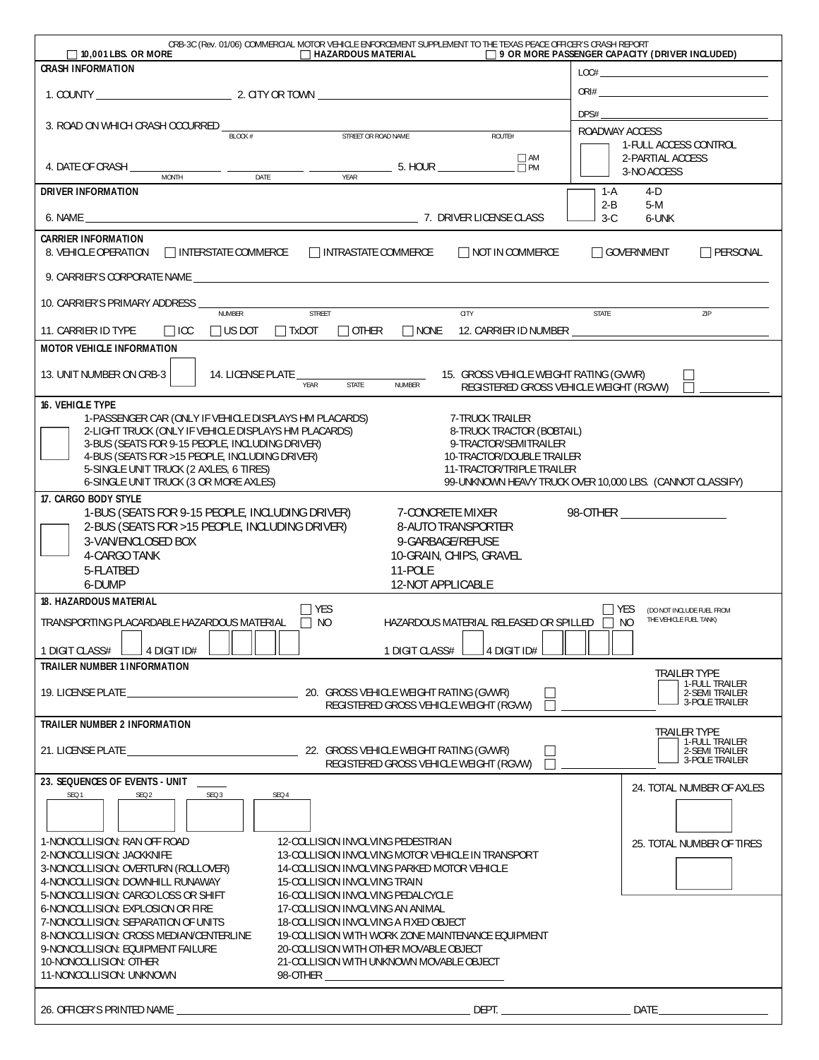CRB-3C (Rev. 01/06) COMMERCIAL MOTOR VEHICLE ENFORCEMENT SUPPLEMENT TO THE TEXAS PEACE OFFICER'S CRASH REPORT

☐ **10,001 LBS. OR MORE** ☐ **HAZARDOUS MATERIAL** ☐ **9 OR MORE PASSENGER CAPACITY (DRIVER INCLUDED)**

**CRASH INFORMATION**

LOC# ______________________

ORI# ______________________

DPS# ______________________

1. COUNTY ______________________ 2. CITY OR TOWN ______________________

3. ROAD ON WHICH CRASH OCCURRED ______ BLOCK # ______ STREET OR ROAD NAME ______ ROUTE# ______

ROADWAY ACCESS
1-FULL ACCESS CONTROL
2-PARTIAL ACCESS
3-NO ACCESS

4. DATE OF CRASH ______ MONTH ______ DATE ______ YEAR 5. HOUR ______ ☐ AM ☐ PM

**DRIVER INFORMATION**

6. NAME ______________________ 7. DRIVER LICENSE CLASS

1-A 4-D
2-B 5-M
3-C 6-UNK

**CARRIER INFORMATION**

8. VEHICLE OPERATION ☐ INTERSTATE COMMERCE ☐ INTRASTATE COMMERCE ☐ NOT IN COMMERCE ☐ GOVERNMENT ☐ PERSONAL

9. CARRIER'S CORPORATE NAME ______________________

10. CARRIER'S PRIMARY ADDRESS ______ NUMBER ______ STREET ______ CITY ______ STATE ______ ZIP

11. CARRIER ID TYPE ☐ ICC ☐ US DOT ☐ TxDOT ☐ OTHER ☐ NONE 12. CARRIER ID NUMBER ______________________

**MOTOR VEHICLE INFORMATION**

13. UNIT NUMBER ON CRB-3 ☐ 14. LICENSE PLATE ______ YEAR ______ STATE ______ NUMBER

15. GROSS VEHICLE WEIGHT RATING (GVWR) ☐
REGISTERED GROSS VEHICLE WEIGHT (RGVW) ☐ ______

**16. VEHICLE TYPE**

1-PASSENGER CAR (ONLY IF VEHICLE DISPLAYS HM PLACARDS)
2-LIGHT TRUCK (ONLY IF VEHICLE DISPLAYS HM PLACARDS)
3-BUS (SEATS FOR 9-15 PEOPLE, INCLUDING DRIVER)
4-BUS (SEATS FOR >15 PEOPLE, INCLUDING DRIVER)
5-SINGLE UNIT TRUCK (2 AXLES, 6 TIRES)
6-SINGLE UNIT TRUCK (3 OR MORE AXLES)
7-TRUCK TRAILER
8-TRUCK TRACTOR (BOBTAIL)
9-TRACTOR/SEMITRAILER
10-TRACTOR/DOUBLE TRAILER
11-TRACTOR/TRIPLE TRAILER
99-UNKNOWN HEAVY TRUCK OVER 10,000 LBS. (CANNOT CLASSIFY)

**17. CARGO BODY STYLE**

1-BUS (SEATS FOR 9-15 PEOPLE, INCLUDING DRIVER)
2-BUS (SEATS FOR >15 PEOPLE, INCLUDING DRIVER)
3-VAN/ENCLOSED BOX
4-CARGO TANK
5-FLATBED
6-DUMP
7-CONCRETE MIXER
8-AUTO TRANSPORTER
9-GARBAGE/REFUSE
10-GRAIN, CHIPS, GRAVEL
11-POLE
12-NOT APPLICABLE
98-OTHER ______

**18. HAZARDOUS MATERIAL**

TRANSPORTING PLACARDABLE HAZARDOUS MATERIAL ☐ YES ☐ NO

HAZARDOUS MATERIAL RELEASED OR SPILLED ☐ YES ☐ NO (DO NOT INCLUDE FUEL FROM THE VEHICLE FUEL TANK)

1 DIGIT CLASS# ☐ 4 DIGIT ID# ☐☐☐☐ 1 DIGIT CLASS# ☐ 4 DIGIT ID# ☐☐☐☐

**TRAILER NUMBER 1 INFORMATION**

19. LICENSE PLATE ______________________ 20. GROSS VEHICLE WEIGHT RATING (GVWR) ☐
REGISTERED GROSS VEHICLE WEIGHT (RGVW) ☐ ______

TRAILER TYPE
1-FULL TRAILER
2-SEMI TRAILER
3-POLE TRAILER

**TRAILER NUMBER 2 INFORMATION**

21. LICENSE PLATE ______________________ 22. GROSS VEHICLE WEIGHT RATING (GVWR) ☐
REGISTERED GROSS VEHICLE WEIGHT (RGVW) ☐ ______

TRAILER TYPE
1-FULL TRAILER
2-SEMI TRAILER
3-POLE TRAILER

**23. SEQUENCES OF EVENTS - UNIT** ______

SEQ 1 ☐ SEQ 2 ☐ SEQ 3 ☐ SEQ 4 ☐

24. TOTAL NUMBER OF AXLES ☐

25. TOTAL NUMBER OF TIRES ☐

1-NONCOLLISION: RAN OFF ROAD
2-NONCOLLISION: JACKKNIFE
3-NONCOLLISION: OVERTURN (ROLLOVER)
4-NONCOLLISION: DOWNHILL RUNAWAY
5-NONCOLLISION: CARGO LOSS OR SHIFT
6-NONCOLLISION: EXPLOSION OR FIRE
7-NONCOLLISION: SEPARATION OF UNITS
8-NONCOLLISION: CROSS MEDIAN/CENTERLINE
9-NONCOLLISION: EQUIPMENT FAILURE
10-NONCOLLISION: OTHER
11-NONCOLLISION: UNKNOWN
12-COLLISION INVOLVING PEDESTRIAN
13-COLLISION INVOLVING MOTOR VEHICLE IN TRANSPORT
14-COLLISION INVOLVING PARKED MOTOR VEHICLE
15-COLLISION INVOLVING TRAIN
16-COLLISION INVOLVING PEDALCYCLE
17-COLLISION INVOLVING AN ANIMAL
18-COLLISION INVOLVING A FIXED OBJECT
19-COLLISION WITH WORK ZONE MAINTENANCE EQUIPMENT
20-COLLISION WITH OTHER MOVABLE OBJECT
21-COLLISION WITH UNKNOWN MOVABLE OBJECT
98-OTHER ______

26. OFFICER'S PRINTED NAME ______________________ DEPT. ______________ DATE ______________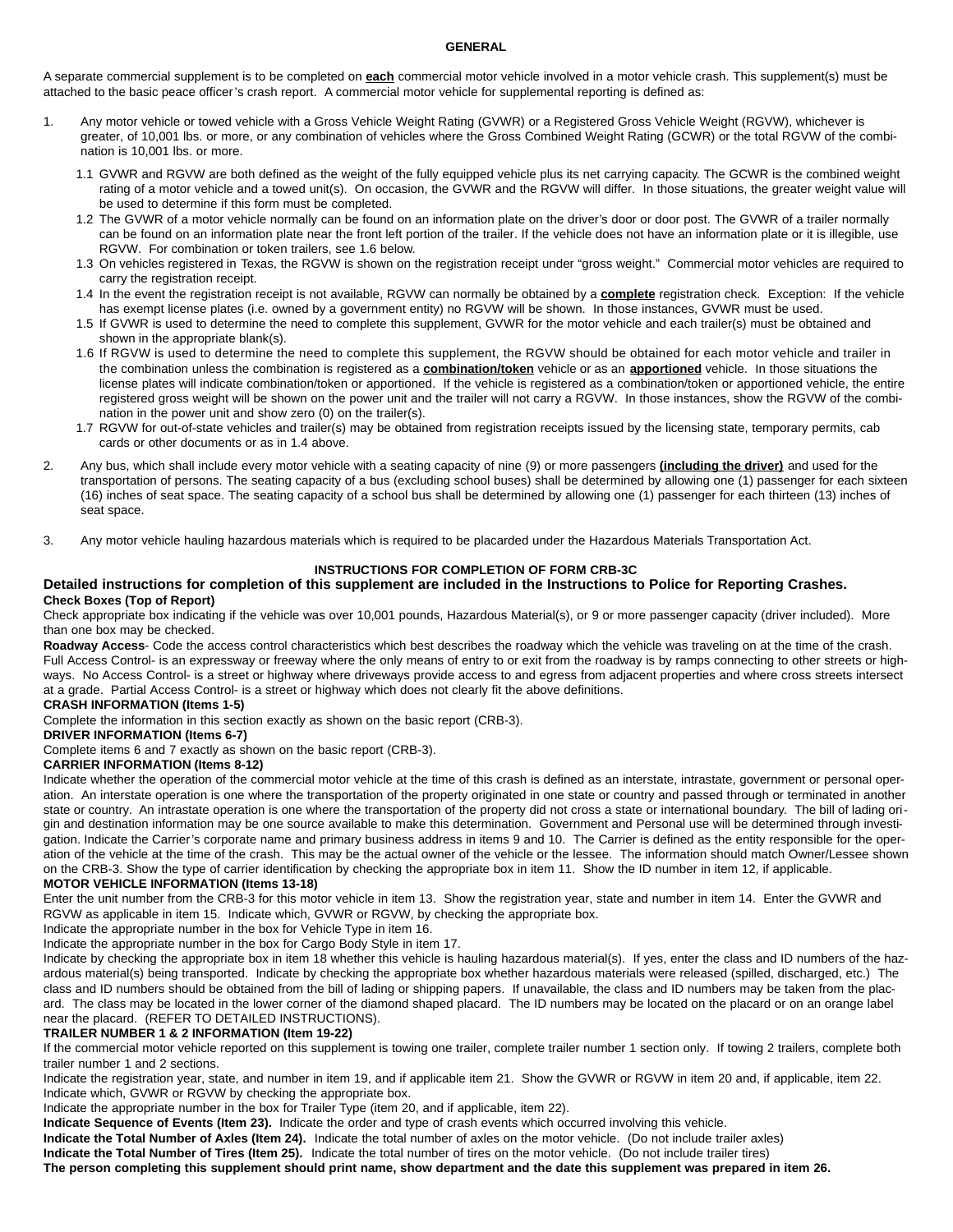## GENERAL

A separate commercial supplement is to be completed on **each** commercial motor vehicle involved in a motor vehicle crash. This supplement(s) must be attached to the basic peace officer's crash report. A commercial motor vehicle for supplemental reporting is defined as:

1. Any motor vehicle or towed vehicle with a Gross Vehicle Weight Rating (GVWR) or a Registered Gross Vehicle Weight (RGVW), whichever is greater, of 10,001 lbs. or more, or any combination of vehicles where the Gross Combined Weight Rating (GCWR) or the total RGVW of the combination is 10,001 lbs. or more.

   1.1 GVWR and RGVW are both defined as the weight of the fully equipped vehicle plus its net carrying capacity. The GCWR is the combined weight rating of a motor vehicle and a towed unit(s). On occasion, the GVWR and the RGVW will differ. In those situations, the greater weight value will be used to determine if this form must be completed.

   1.2 The GVWR of a motor vehicle normally can be found on an information plate on the driver's door or door post. The GVWR of a trailer normally can be found on an information plate near the front left portion of the trailer. If the vehicle does not have an information plate or it is illegible, use RGVW. For combination or token trailers, see 1.6 below.

   1.3 On vehicles registered in Texas, the RGVW is shown on the registration receipt under "gross weight." Commercial motor vehicles are required to carry the registration receipt.

   1.4 In the event the registration receipt is not available, RGVW can normally be obtained by a **complete** registration check. Exception: If the vehicle has exempt license plates (i.e. owned by a government entity) no RGVW will be shown. In those instances, GVWR must be used.

   1.5 If GVWR is used to determine the need to complete this supplement, GVWR for the motor vehicle and each trailer(s) must be obtained and shown in the appropriate blank(s).

   1.6 If RGVW is used to determine the need to complete this supplement, the RGVW should be obtained for each motor vehicle and trailer in the combination unless the combination is registered as a **combination/token** vehicle or as an **apportioned** vehicle. In those situations the license plates will indicate combination/token or apportioned. If the vehicle is registered as a combination/token or apportioned vehicle, the entire registered gross weight will be shown on the power unit and the trailer will not carry a RGVW. In those instances, show the RGVW of the combination in the power unit and show zero (0) on the trailer(s).

   1.7 RGVW for out-of-state vehicles and trailer(s) may be obtained from registration receipts issued by the licensing state, temporary permits, cab cards or other documents or as in 1.4 above.

2. Any bus, which shall include every motor vehicle with a seating capacity of nine (9) or more passengers **(including the driver)** and used for the transportation of persons. The seating capacity of a bus (excluding school buses) shall be determined by allowing one (1) passenger for each sixteen (16) inches of seat space. The seating capacity of a school bus shall be determined by allowing one (1) passenger for each thirteen (13) inches of seat space.

3. Any motor vehicle hauling hazardous materials which is required to be placarded under the Hazardous Materials Transportation Act.

## INSTRUCTIONS FOR COMPLETION OF FORM CRB-3C

### Detailed instructions for completion of this supplement are included in the Instructions to Police for Reporting Crashes.

**Check Boxes (Top of Report)**

Check appropriate box indicating if the vehicle was over 10,001 pounds, Hazardous Material(s), or 9 or more passenger capacity (driver included). More than one box may be checked.

**Roadway Access**- Code the access control characteristics which best describes the roadway which the vehicle was traveling on at the time of the crash. Full Access Control- is an expressway or freeway where the only means of entry to or exit from the roadway is by ramps connecting to other streets or highways. No Access Control- is a street or highway where driveways provide access to and egress from adjacent properties and where cross streets intersect at a grade. Partial Access Control- is a street or highway which does not clearly fit the above definitions.

**CRASH INFORMATION (Items 1-5)**

Complete the information in this section exactly as shown on the basic report (CRB-3).

**DRIVER INFORMATION (Items 6-7)**

Complete items 6 and 7 exactly as shown on the basic report (CRB-3).

**CARRIER INFORMATION (Items 8-12)**

Indicate whether the operation of the commercial motor vehicle at the time of this crash is defined as an interstate, intrastate, government or personal operation. An interstate operation is one where the transportation of the property originated in one state or country and passed through or terminated in another state or country. An intrastate operation is one where the transportation of the property did not cross a state or international boundary. The bill of lading origin and destination information may be one source available to make this determination. Government and Personal use will be determined through investigation. Indicate the Carrier's corporate name and primary business address in items 9 and 10. The Carrier is defined as the entity responsible for the operation of the vehicle at the time of the crash. This may be the actual owner of the vehicle or the lessee. The information should match Owner/Lessee shown on the CRB-3. Show the type of carrier identification by checking the appropriate box in item 11. Show the ID number in item 12, if applicable.

**MOTOR VEHICLE INFORMATION (Items 13-18)**

Enter the unit number from the CRB-3 for this motor vehicle in item 13. Show the registration year, state and number in item 14. Enter the GVWR and RGVW as applicable in item 15. Indicate which, GVWR or RGVW, by checking the appropriate box.

Indicate the appropriate number in the box for Vehicle Type in item 16.

Indicate the appropriate number in the box for Cargo Body Style in item 17.

Indicate by checking the appropriate box in item 18 whether this vehicle is hauling hazardous material(s). If yes, enter the class and ID numbers of the hazardous material(s) being transported. Indicate by checking the appropriate box whether hazardous materials were released (spilled, discharged, etc.) The class and ID numbers should be obtained from the bill of lading or shipping papers. If unavailable, the class and ID numbers may be taken from the placard. The class may be located in the lower corner of the diamond shaped placard. The ID numbers may be located on the placard or on an orange label near the placard. (REFER TO DETAILED INSTRUCTIONS).

**TRAILER NUMBER 1 & 2 INFORMATION (Item 19-22)**

If the commercial motor vehicle reported on this supplement is towing one trailer, complete trailer number 1 section only. If towing 2 trailers, complete both trailer number 1 and 2 sections.

Indicate the registration year, state, and number in item 19, and if applicable item 21. Show the GVWR or RGVW in item 20 and, if applicable, item 22. Indicate which, GVWR or RGVW by checking the appropriate box.

Indicate the appropriate number in the box for Trailer Type (item 20, and if applicable, item 22).

**Indicate Sequence of Events (Item 23).** Indicate the order and type of crash events which occurred involving this vehicle.

**Indicate the Total Number of Axles (Item 24).** Indicate the total number of axles on the motor vehicle. (Do not include trailer axles)

**Indicate the Total Number of Tires (Item 25).** Indicate the total number of tires on the motor vehicle. (Do not include trailer tires)

**The person completing this supplement should print name, show department and the date this supplement was prepared in item 26.**